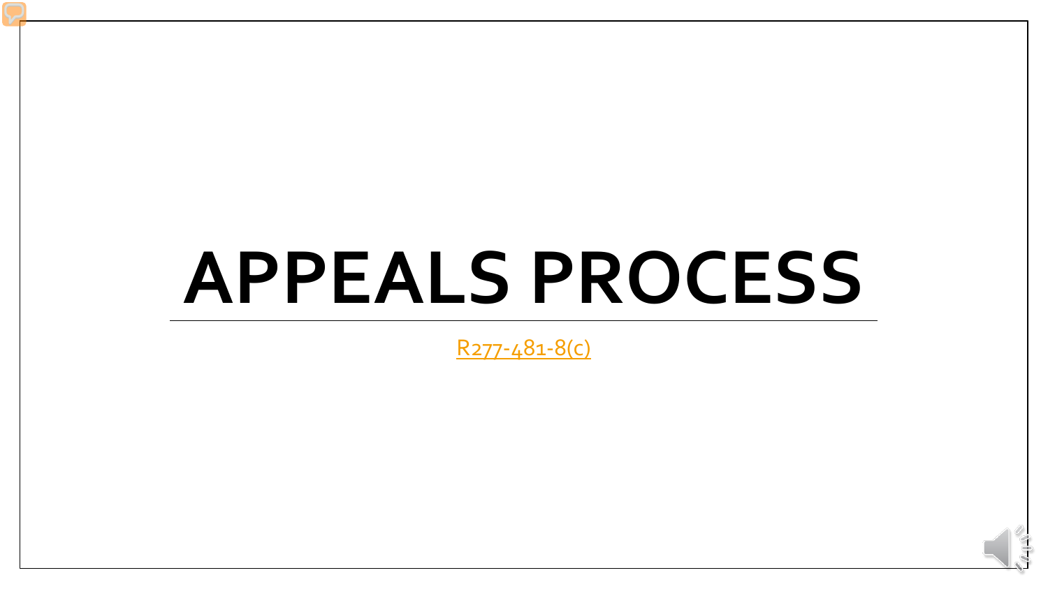# APPEALS PROCESS

R277-481-8(c)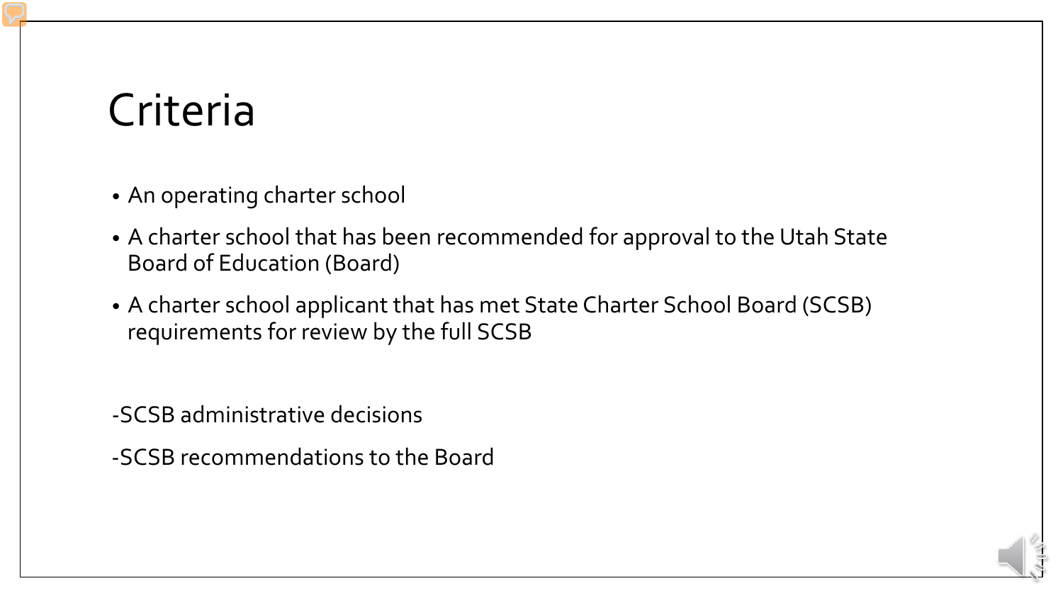# Criteria

- An operating charter school
- A charter school that has been recommended for approval to the Utah State Board of Education (Board)
- A charter school applicant that has met State Charter School Board (SCSB) requirements for review by the full SCSB

-SCSB administrative decisions

-SCSB recommendations to the Board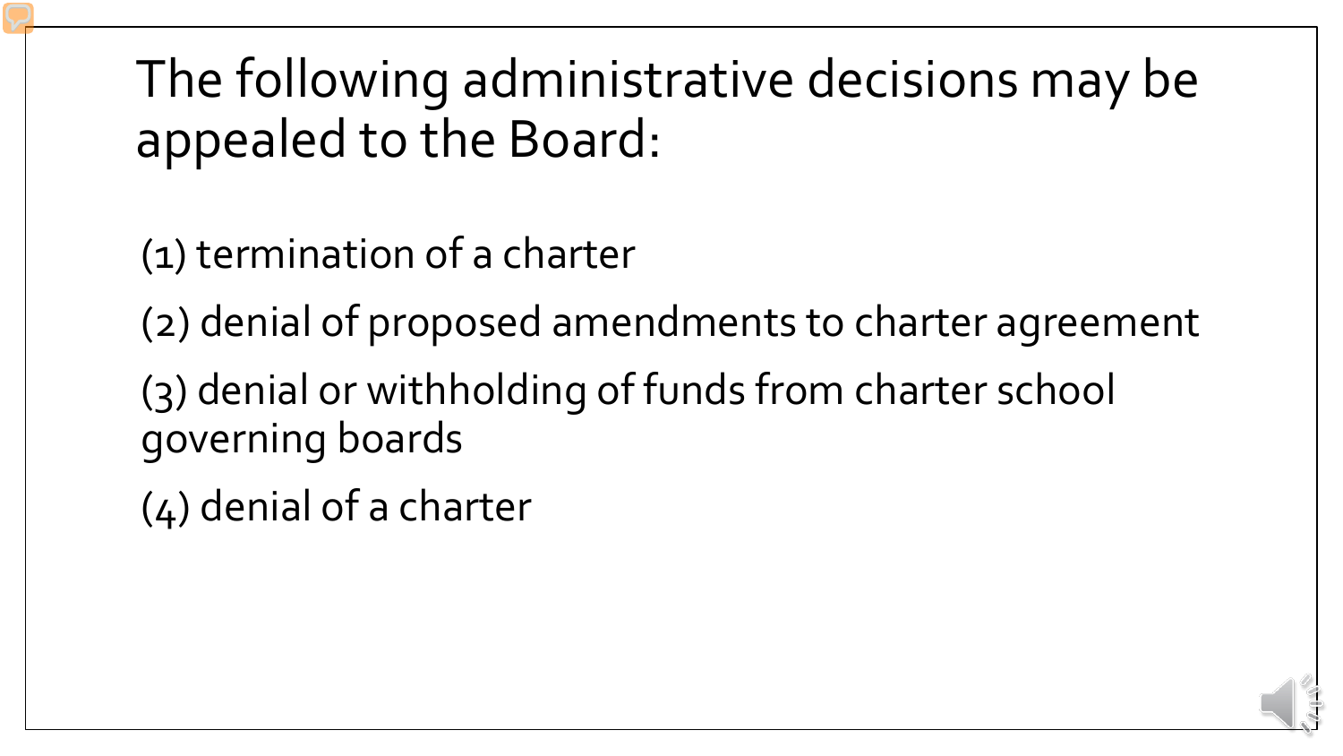# The following administrative decisions may be appealed to the Board:

(1) termination of a charter

(2) denial of proposed amendments to charter agreement

(3) denial or withholding of funds from charter school governing boards

(4) denial of a charter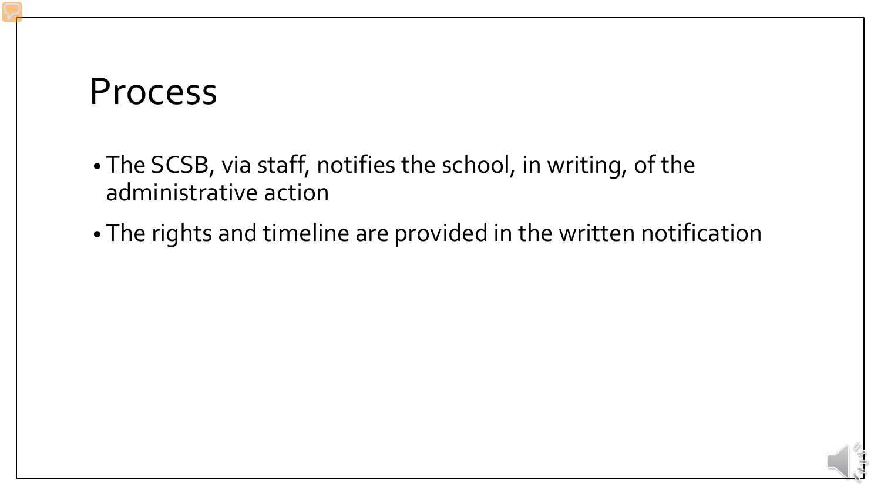# Process

- The SCSB, via staff, notifies the school, in writing, of the administrative action
- The rights and timeline are provided in the written notification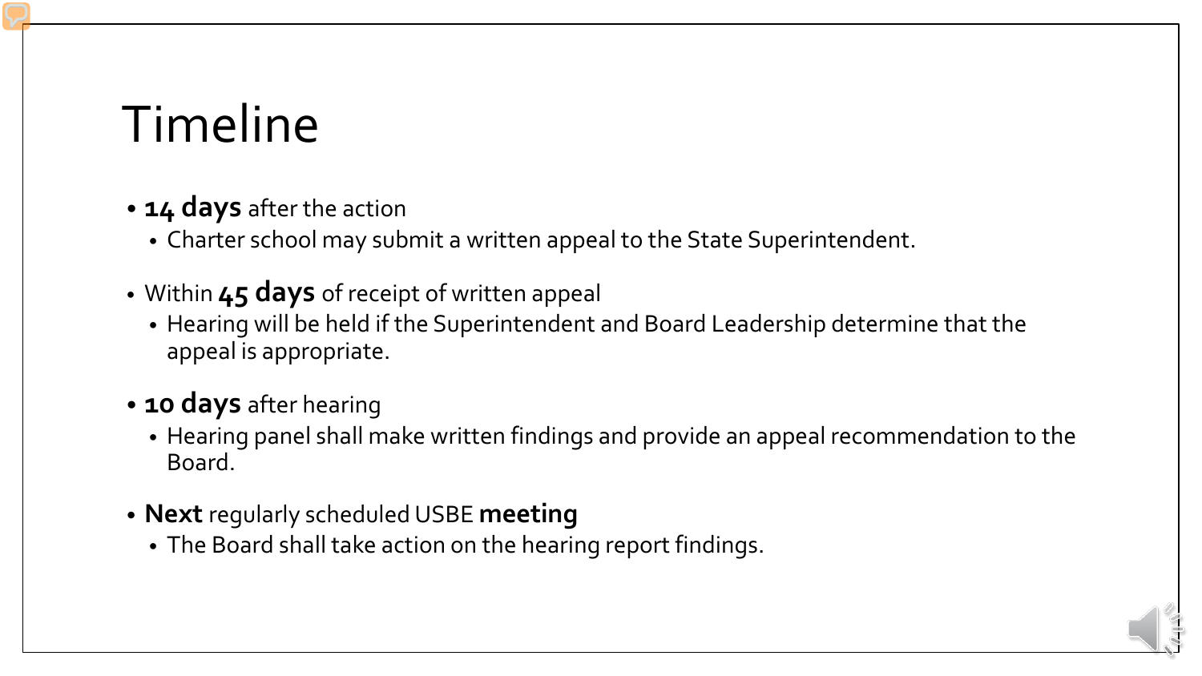# Timeline

- **14 days** after the action
  - Charter school may submit a written appeal to the State Superintendent.
- Within **45 days** of receipt of written appeal
  - Hearing will be held if the Superintendent and Board Leadership determine that the appeal is appropriate.
- **10 days** after hearing
  - Hearing panel shall make written findings and provide an appeal recommendation to the Board.
- **Next** regularly scheduled USBE **meeting**
  - The Board shall take action on the hearing report findings.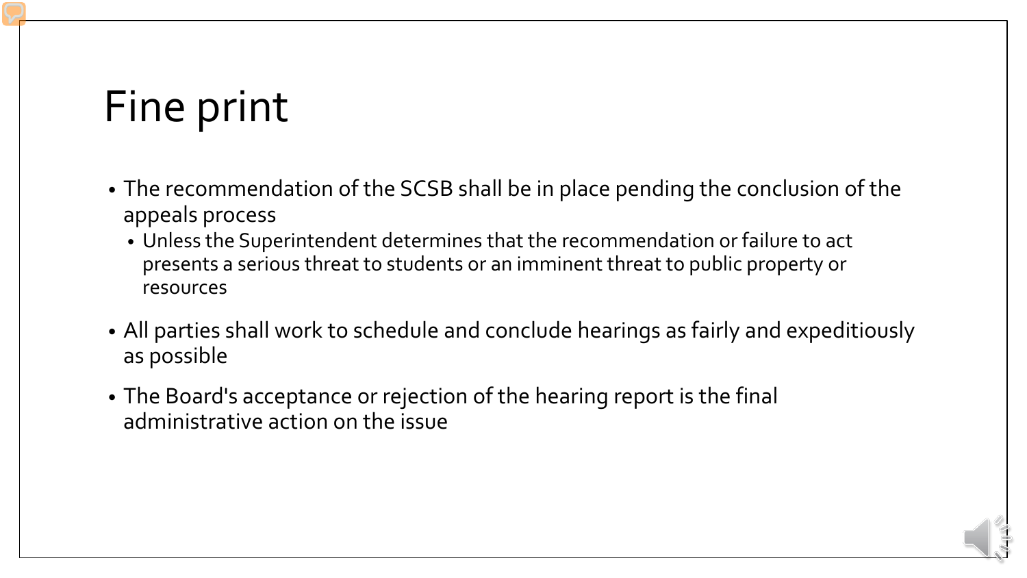# Fine print

- The recommendation of the SCSB shall be in place pending the conclusion of the appeals process
  - Unless the Superintendent determines that the recommendation or failure to act presents a serious threat to students or an imminent threat to public property or resources
- All parties shall work to schedule and conclude hearings as fairly and expeditiously as possible
- The Board's acceptance or rejection of the hearing report is the final administrative action on the issue